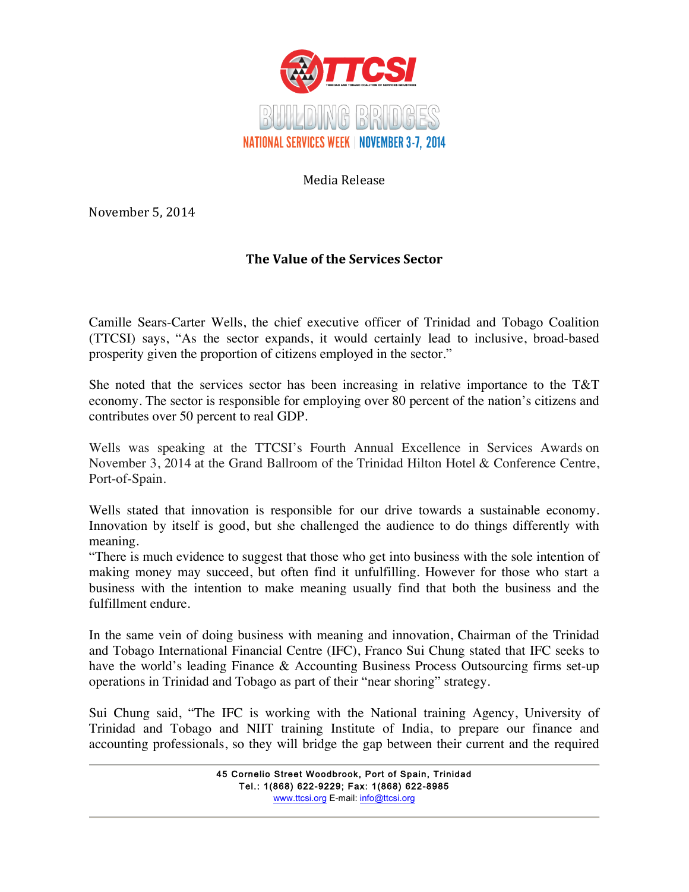TTCSI

TRINIDAD AND TOBAGO COALITION OF SERVICES INDUSTRIES

BUILDING BRIDGES

NATIONAL SERVICES WEEK | NOVEMBER 3-7, 2014

Media Release

November 5, 2014

## The Value of the Services Sector

Camille Sears-Carter Wells, the chief executive officer of Trinidad and Tobago Coalition (TTCSI) says, "As the sector expands, it would certainly lead to inclusive, broad-based prosperity given the proportion of citizens employed in the sector."

She noted that the services sector has been increasing in relative importance to the T&T economy. The sector is responsible for employing over 80 percent of the nation's citizens and contributes over 50 percent to real GDP.

Wells was speaking at the TTCSI's Fourth Annual Excellence in Services Awards on November 3, 2014 at the Grand Ballroom of the Trinidad Hilton Hotel & Conference Centre, Port-of-Spain.

Wells stated that innovation is responsible for our drive towards a sustainable economy. Innovation by itself is good, but she challenged the audience to do things differently with meaning.

"There is much evidence to suggest that those who get into business with the sole intention of making money may succeed, but often find it unfulfilling. However for those who start a business with the intention to make meaning usually find that both the business and the fulfillment endure.

In the same vein of doing business with meaning and innovation, Chairman of the Trinidad and Tobago International Financial Centre (IFC), Franco Sui Chung stated that IFC seeks to have the world's leading Finance & Accounting Business Process Outsourcing firms set-up operations in Trinidad and Tobago as part of their "near shoring" strategy.

Sui Chung said, "The IFC is working with the National training Agency, University of Trinidad and Tobago and NIIT training Institute of India, to prepare our finance and accounting professionals, so they will bridge the gap between their current and the required

45 Cornelio Street Woodbrook, Port of Spain, Trinidad
Tel.: 1(868) 622-9229; Fax: 1(868) 622-8985
www.ttcsi.org E-mail: info@ttcsi.org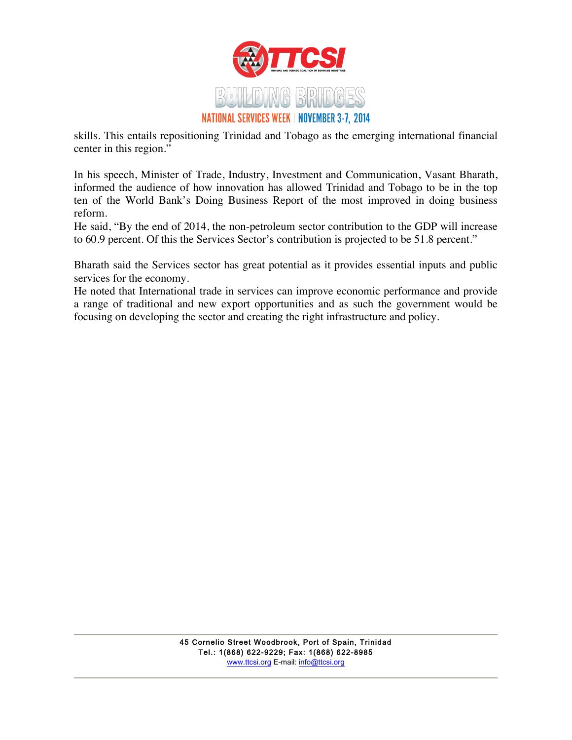skills. This entails repositioning Trinidad and Tobago as the emerging international financial center in this region."

In his speech, Minister of Trade, Industry, Investment and Communication, Vasant Bharath, informed the audience of how innovation has allowed Trinidad and Tobago to be in the top ten of the World Bank's Doing Business Report of the most improved in doing business reform.

He said, "By the end of 2014, the non-petroleum sector contribution to the GDP will increase to 60.9 percent. Of this the Services Sector's contribution is projected to be 51.8 percent."

Bharath said the Services sector has great potential as it provides essential inputs and public services for the economy.

He noted that International trade in services can improve economic performance and provide a range of traditional and new export opportunities and as such the government would be focusing on developing the sector and creating the right infrastructure and policy.